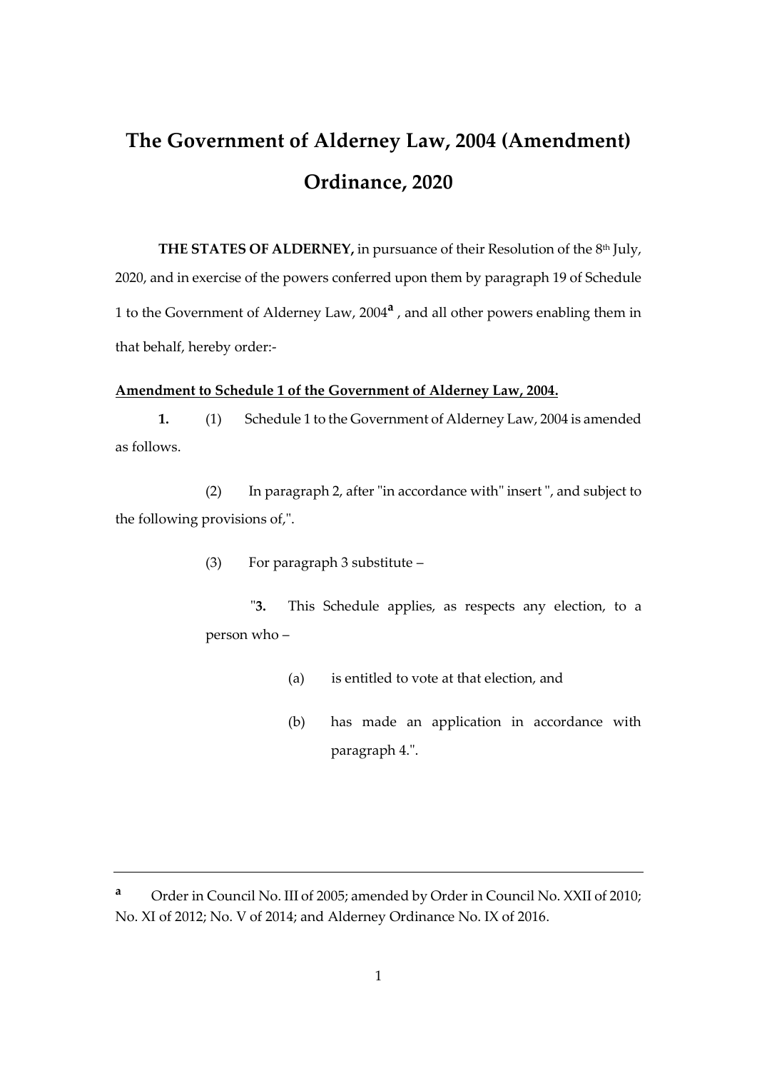# The Government of Alderney Law, 2004 (Amendment) Ordinance, 2020

**THE STATES OF ALDERNEY,** in pursuance of their Resolution of the 8th July, 2020, and in exercise of the powers conferred upon them by paragraph 19 of Schedule 1 to the Government of Alderney Law, 2004[a] , and all other powers enabling them in that behalf, hereby order:-

**Amendment to Schedule 1 of the Government of Alderney Law, 2004.**

**1.** (1) Schedule 1 to the Government of Alderney Law, 2004 is amended as follows.

(2) In paragraph 2, after "in accordance with" insert ", and subject to the following provisions of,".

(3) For paragraph 3 substitute –

"**3.** This Schedule applies, as respects any election, to a person who –

(a) is entitled to vote at that election, and

(b) has made an application in accordance with paragraph 4.".

---

[a] Order in Council No. III of 2005; amended by Order in Council No. XXII of 2010; No. XI of 2012; No. V of 2014; and Alderney Ordinance No. IX of 2016.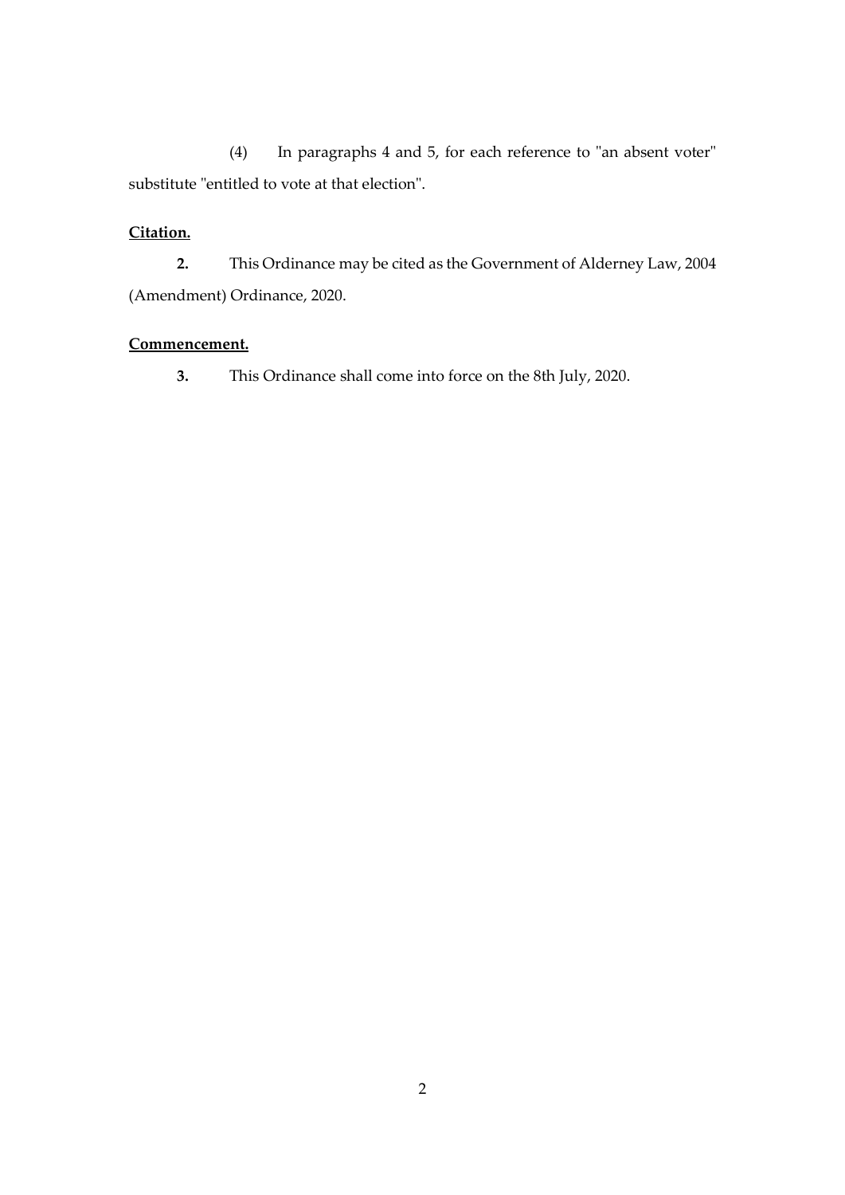(4) In paragraphs 4 and 5, for each reference to "an absent voter" substitute "entitled to vote at that election".

**Citation.**

**2.** This Ordinance may be cited as the Government of Alderney Law, 2004 (Amendment) Ordinance, 2020.

**Commencement.**

**3.** This Ordinance shall come into force on the 8th July, 2020.